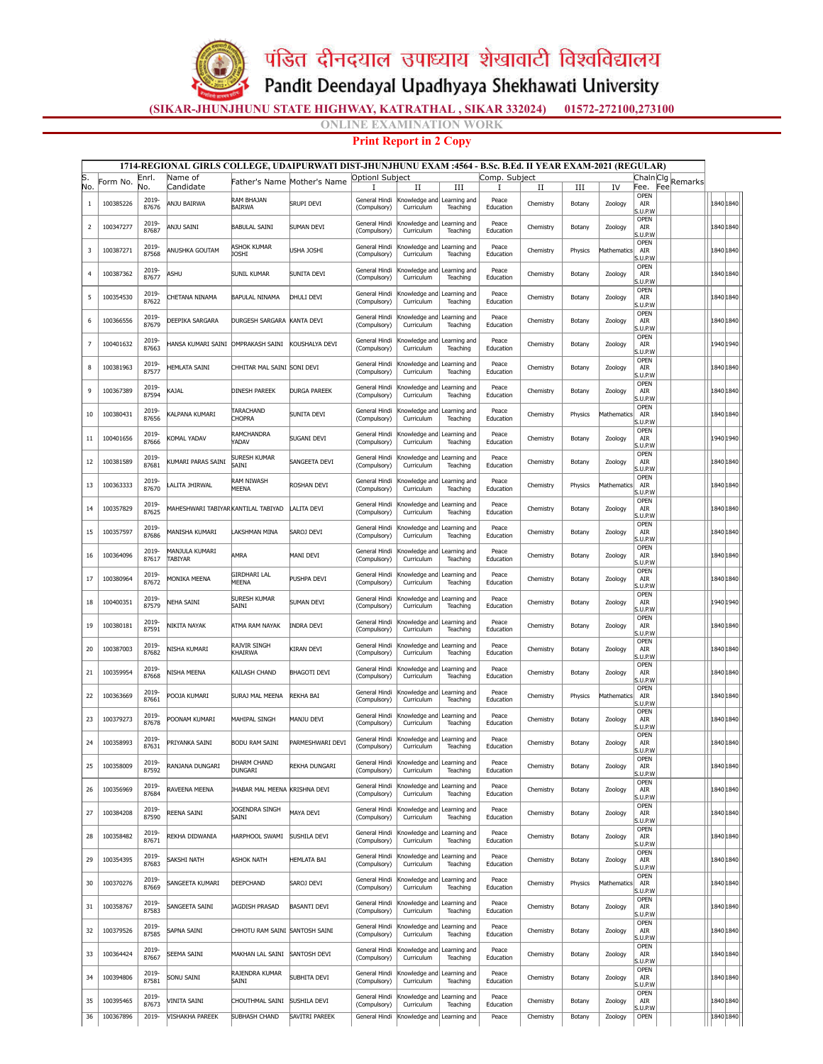# पंडित दीनदयाल उपाध्याय शेखावाटी विश्वविद्यालय

# Pandit Deendayal Upadhyaya Shekhawati University

**(SIKAR-JHUNJHUNU STATE HIGHWAY, KATRATHAL , SIKAR 332024) 01572-272100,273100**

ONLINE EXAMINATION WORK

**Print Report in 2 Copy**

**1714-REGIONAL GIRLS COLLEGE, UDAIPURWATI DIST-JHUNJHUNU EXAM :4564 - B.Sc. B.Ed. II YEAR EXAM-2021 (REGULAR)**

| S. No. | Form No. | Enrl. No. | Name of Candidate | Father's Name | Mother's Name | Optionl Subject I | II | III | Comp. Subject I | II | III | IV | Chaln Fee. | Clg Fee | Remarks | | |
|---|---|---|---|---|---|---|---|---|---|---|---|---|---|---|---|---|---|
| 1 | 100385226 | 2019-87676 | ANJU BAIRWA | RAM BHAJAN BAIRWA | SRUPI DEVI | General Hindi (Compulsory) | Knowledge and Curriculum | Learning and Teaching | Peace Education | Chemistry | Botany | Zoology | OPEN AIR S.U.P.W | | | 1840 | 1840 |
| 2 | 100347277 | 2019-87687 | ANJU SAINI | BABULAL SAINI | SUMAN DEVI | General Hindi (Compulsory) | Knowledge and Curriculum | Learning and Teaching | Peace Education | Chemistry | Botany | Zoology | OPEN AIR S.U.P.W | | | 1840 | 1840 |
| 3 | 100387271 | 2019-87568 | ANUSHKA GOUTAM | ASHOK KUMAR JOSHI | USHA JOSHI | General Hindi (Compulsory) | Knowledge and Curriculum | Learning and Teaching | Peace Education | Chemistry | Physics | Mathematics | OPEN AIR S.U.P.W | | | 1840 | 1840 |
| 4 | 100387362 | 2019-87677 | ASHU | SUNIL KUMAR | SUNITA DEVI | General Hindi (Compulsory) | Knowledge and Curriculum | Learning and Teaching | Peace Education | Chemistry | Botany | Zoology | OPEN AIR S.U.P.W | | | 1840 | 1840 |
| 5 | 100354530 | 2019-87622 | CHETANA NINAMA | BAPULAL NINAMA | DHULI DEVI | General Hindi (Compulsory) | Knowledge and Curriculum | Learning and Teaching | Peace Education | Chemistry | Botany | Zoology | OPEN AIR S.U.P.W | | | 1840 | 1840 |
| 6 | 100366556 | 2019-87679 | DEEPIKA SARGARA | DURGESH SARGARA | KANTA DEVI | General Hindi (Compulsory) | Knowledge and Curriculum | Learning and Teaching | Peace Education | Chemistry | Botany | Zoology | OPEN AIR S.U.P.W | | | 1840 | 1840 |
| 7 | 100401632 | 2019-87663 | HANSA KUMARI SAINI | OMPRAKASH SAINI | KOUSHALYA DEVI | General Hindi (Compulsory) | Knowledge and Curriculum | Learning and Teaching | Peace Education | Chemistry | Botany | Zoology | OPEN AIR S.U.P.W | | | 1940 | 1940 |
| 8 | 100381963 | 2019-87577 | HEMLATA SAINI | CHHITAR MAL SAINI | SONI DEVI | General Hindi (Compulsory) | Knowledge and Curriculum | Learning and Teaching | Peace Education | Chemistry | Botany | Zoology | OPEN AIR S.U.P.W | | | 1840 | 1840 |
| 9 | 100367389 | 2019-87594 | KAJAL | DINESH PAREEK | DURGA PAREEK | General Hindi (Compulsory) | Knowledge and Curriculum | Learning and Teaching | Peace Education | Chemistry | Botany | Zoology | OPEN AIR S.U.P.W | | | 1840 | 1840 |
| 10 | 100380431 | 2019-87656 | KALPANA KUMARI | TARACHAND CHOPRA | SUNITA DEVI | General Hindi (Compulsory) | Knowledge and Curriculum | Learning and Teaching | Peace Education | Chemistry | Physics | Mathematics | OPEN AIR S.U.P.W | | | 1840 | 1840 |
| 11 | 100401656 | 2019-87666 | KOMAL YADAV | RAMCHANDRA YADAV | SUGANI DEVI | General Hindi (Compulsory) | Knowledge and Curriculum | Learning and Teaching | Peace Education | Chemistry | Botany | Zoology | OPEN AIR S.U.P.W | | | 1940 | 1940 |
| 12 | 100381589 | 2019-87681 | KUMARI PARAS SAINI | SURESH KUMAR SAINI | SANGEETA DEVI | General Hindi (Compulsory) | Knowledge and Curriculum | Learning and Teaching | Peace Education | Chemistry | Botany | Zoology | OPEN AIR S.U.P.W | | | 1840 | 1840 |
| 13 | 100363333 | 2019-87670 | LALITA JHIRWAL | RAM NIWASH MEENA | ROSHAN DEVI | General Hindi (Compulsory) | Knowledge and Curriculum | Learning and Teaching | Peace Education | Chemistry | Physics | Mathematics | OPEN AIR S.U.P.W | | | 1840 | 1840 |
| 14 | 100357829 | 2019-87625 | MAHESHWARI TABIYAR | KANTILAL TABIYAD | LALITA DEVI | General Hindi (Compulsory) | Knowledge and Curriculum | Learning and Teaching | Peace Education | Chemistry | Botany | Zoology | OPEN AIR S.U.P.W | | | 1840 | 1840 |
| 15 | 100357597 | 2019-87686 | MANISHA KUMARI | LAKSHMAN MINA | SAROJ DEVI | General Hindi (Compulsory) | Knowledge and Curriculum | Learning and Teaching | Peace Education | Chemistry | Botany | Zoology | OPEN AIR S.U.P.W | | | 1840 | 1840 |
| 16 | 100364096 | 2019-87617 | MANJULA KUMARI TABIYAR | AMRA | MANI DEVI | General Hindi (Compulsory) | Knowledge and Curriculum | Learning and Teaching | Peace Education | Chemistry | Botany | Zoology | OPEN AIR S.U.P.W | | | 1840 | 1840 |
| 17 | 100380964 | 2019-87672 | MONIKA MEENA | GIRDHARI LAL MEENA | PUSHPA DEVI | General Hindi (Compulsory) | Knowledge and Curriculum | Learning and Teaching | Peace Education | Chemistry | Botany | Zoology | OPEN AIR S.U.P.W | | | 1840 | 1840 |
| 18 | 100400351 | 2019-87579 | NEHA SAINI | SURESH KUMAR SAINI | SUMAN DEVI | General Hindi (Compulsory) | Knowledge and Curriculum | Learning and Teaching | Peace Education | Chemistry | Botany | Zoology | OPEN AIR S.U.P.W | | | 1940 | 1940 |
| 19 | 100380181 | 2019-87591 | NIKITA NAYAK | ATMA RAM NAYAK | INDRA DEVI | General Hindi (Compulsory) | Knowledge and Curriculum | Learning and Teaching | Peace Education | Chemistry | Botany | Zoology | OPEN AIR S.U.P.W | | | 1840 | 1840 |
| 20 | 100387003 | 2019-87682 | NISHA KUMARI | RAJVIR SINGH KHAIRWA | KIRAN DEVI | General Hindi (Compulsory) | Knowledge and Curriculum | Learning and Teaching | Peace Education | Chemistry | Botany | Zoology | OPEN AIR S.U.P.W | | | 1840 | 1840 |
| 21 | 100359954 | 2019-87668 | NISHA MEENA | KAILASH CHAND | BHAGOTI DEVI | General Hindi (Compulsory) | Knowledge and Curriculum | Learning and Teaching | Peace Education | Chemistry | Botany | Zoology | OPEN AIR S.U.P.W | | | 1840 | 1840 |
| 22 | 100363669 | 2019-87661 | POOJA KUMARI | SURAJ MAL MEENA | REKHA BAI | General Hindi (Compulsory) | Knowledge and Curriculum | Learning and Teaching | Peace Education | Chemistry | Physics | Mathematics | OPEN AIR S.U.P.W | | | 1840 | 1840 |
| 23 | 100379273 | 2019-87678 | POONAM KUMARI | MAHIPAL SINGH | MANJU DEVI | General Hindi (Compulsory) | Knowledge and Curriculum | Learning and Teaching | Peace Education | Chemistry | Botany | Zoology | OPEN AIR S.U.P.W | | | 1840 | 1840 |
| 24 | 100358993 | 2019-87631 | PRIYANKA SAINI | BODU RAM SAINI | PARMESHWARI DEVI | General Hindi (Compulsory) | Knowledge and Curriculum | Learning and Teaching | Peace Education | Chemistry | Botany | Zoology | OPEN AIR S.U.P.W | | | 1840 | 1840 |
| 25 | 100358009 | 2019-87592 | RANJANA DUNGARI | DHARM CHAND DUNGARI | REKHA DUNGARI | General Hindi (Compulsory) | Knowledge and Curriculum | Learning and Teaching | Peace Education | Chemistry | Botany | Zoology | OPEN AIR S.U.P.W | | | 1840 | 1840 |
| 26 | 100356969 | 2019-87684 | RAVEENA MEENA | JHABAR MAL MEENA | KRISHNA DEVI | General Hindi (Compulsory) | Knowledge and Curriculum | Learning and Teaching | Peace Education | Chemistry | Botany | Zoology | OPEN AIR S.U.P.W | | | 1840 | 1840 |
| 27 | 100384208 | 2019-87590 | REENA SAINI | JOGENDRA SINGH SAINI | MAYA DEVI | General Hindi (Compulsory) | Knowledge and Curriculum | Learning and Teaching | Peace Education | Chemistry | Botany | Zoology | OPEN AIR S.U.P.W | | | 1840 | 1840 |
| 28 | 100358482 | 2019-87671 | REKHA DIDWANIA | HARPHOOL SWAMI | SUSHILA DEVI | General Hindi (Compulsory) | Knowledge and Curriculum | Learning and Teaching | Peace Education | Chemistry | Botany | Zoology | OPEN AIR S.U.P.W | | | 1840 | 1840 |
| 29 | 100354395 | 2019-87683 | SAKSHI NATH | ASHOK NATH | HEMLATA BAI | General Hindi (Compulsory) | Knowledge and Curriculum | Learning and Teaching | Peace Education | Chemistry | Botany | Zoology | OPEN AIR S.U.P.W | | | 1840 | 1840 |
| 30 | 100370276 | 2019-87669 | SANGEETA KUMARI | DEEPCHAND | SAROJ DEVI | General Hindi (Compulsory) | Knowledge and Curriculum | Learning and Teaching | Peace Education | Chemistry | Physics | Mathematics | OPEN AIR S.U.P.W | | | 1840 | 1840 |
| 31 | 100358767 | 2019-87583 | SANGEETA SAINI | JAGDISH PRASAD | BASANTI DEVI | General Hindi (Compulsory) | Knowledge and Curriculum | Learning and Teaching | Peace Education | Chemistry | Botany | Zoology | OPEN AIR S.U.P.W | | | 1840 | 1840 |
| 32 | 100379526 | 2019-87585 | SAPNA SAINI | CHHOTU RAM SAINI | SANTOSH SAINI | General Hindi (Compulsory) | Knowledge and Curriculum | Learning and Teaching | Peace Education | Chemistry | Botany | Zoology | OPEN AIR S.U.P.W | | | 1840 | 1840 |
| 33 | 100364424 | 2019-87667 | SEEMA SAINI | MAKHAN LAL SAINI | SANTOSH DEVI | General Hindi (Compulsory) | Knowledge and Curriculum | Learning and Teaching | Peace Education | Chemistry | Botany | Zoology | OPEN AIR S.U.P.W | | | 1840 | 1840 |
| 34 | 100394806 | 2019-87581 | SONU SAINI | RAJENDRA KUMAR SAINI | SUBHITA DEVI | General Hindi (Compulsory) | Knowledge and Curriculum | Learning and Teaching | Peace Education | Chemistry | Botany | Zoology | OPEN AIR S.U.P.W | | | 1840 | 1840 |
| 35 | 100395465 | 2019-87673 | VINITA SAINI | CHOUTHMAL SAINI | SUSHILA DEVI | General Hindi (Compulsory) | Knowledge and Curriculum | Learning and Teaching | Peace Education | Chemistry | Botany | Zoology | OPEN AIR S.U.P.W | | | 1840 | 1840 |
| 36 | 100367896 | 2019- | VISHAKHA PAREEK | SUBHASH CHAND | SAVITRI PAREEK | General Hindi | Knowledge and | Learning and | Peace | Chemistry | Botany | Zoology | OPEN | | | 1840 | 1840 |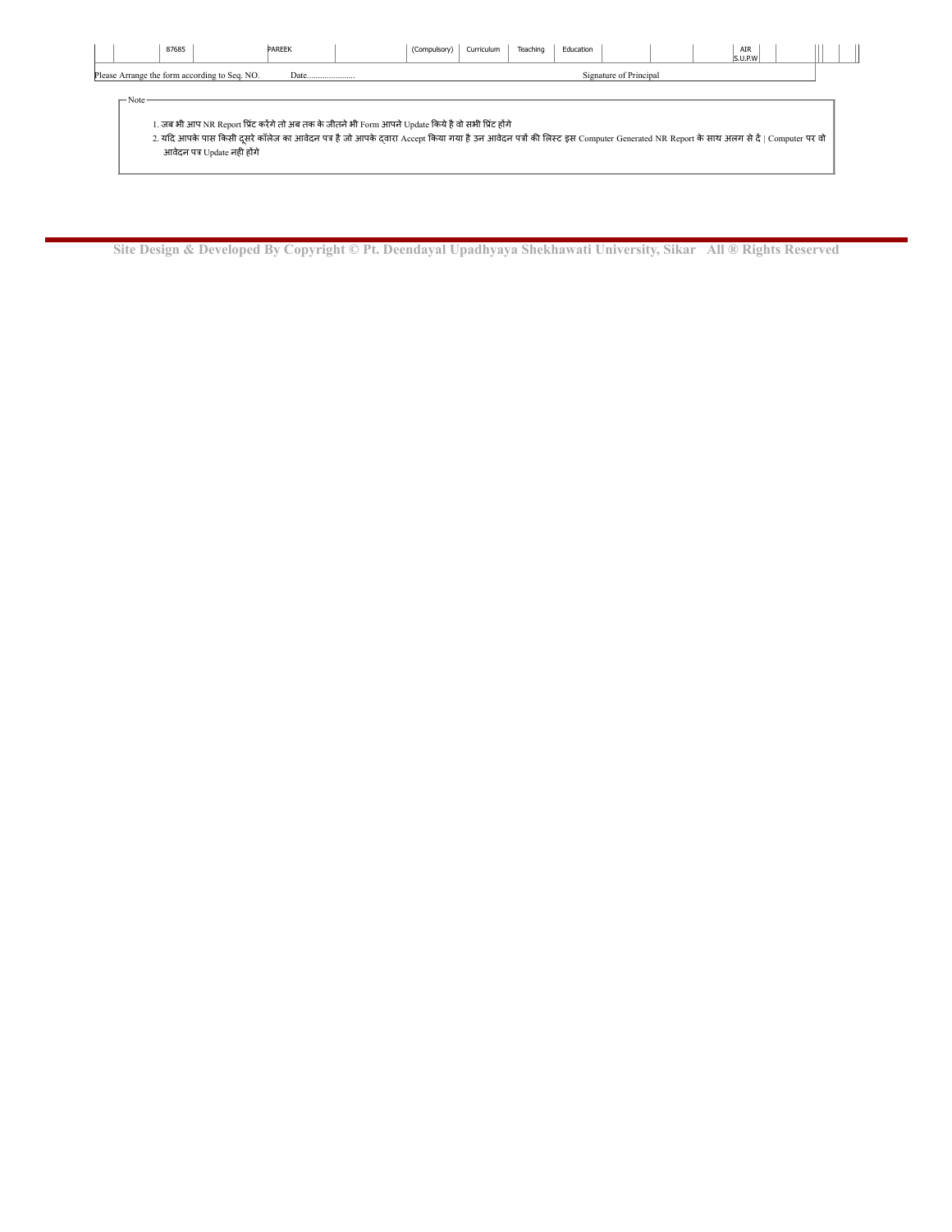| | | | | | | | | | | | | | | | | | | | |
|---|---|---|---|---|---|---|---|---|---|---|---|---|---|---|---|---|---|---|---|
| | | 87685 | | PAREEK | | (Compulsory) | Curriculum | Teaching | Education | | | | AIR S.U.P.W | | | | | | |

Please Arrange the form according to Seq. NO. Date...................... Signature of Principal

Note

1. जब भी आप NR Report प्रिंट करेंगे तो अब तक के जीतने भी Form आपने Update किये है वो सभी प्रिंट होंगे
2. यदि आपके पास किसी दूसरे कॉलेज का आवेदन पत्र है जो आपके द्वारा Accept किया गया है उन आवेदन पत्रों की लिस्ट इस Computer Generated NR Report के साथ अलग से दें | Computer पर वो आवेदन पत्र Update नहीं होंगे

Site Design & Developed By Copyright © Pt. Deendayal Upadhyaya Shekhawati University, Sikar All ® Rights Reserved